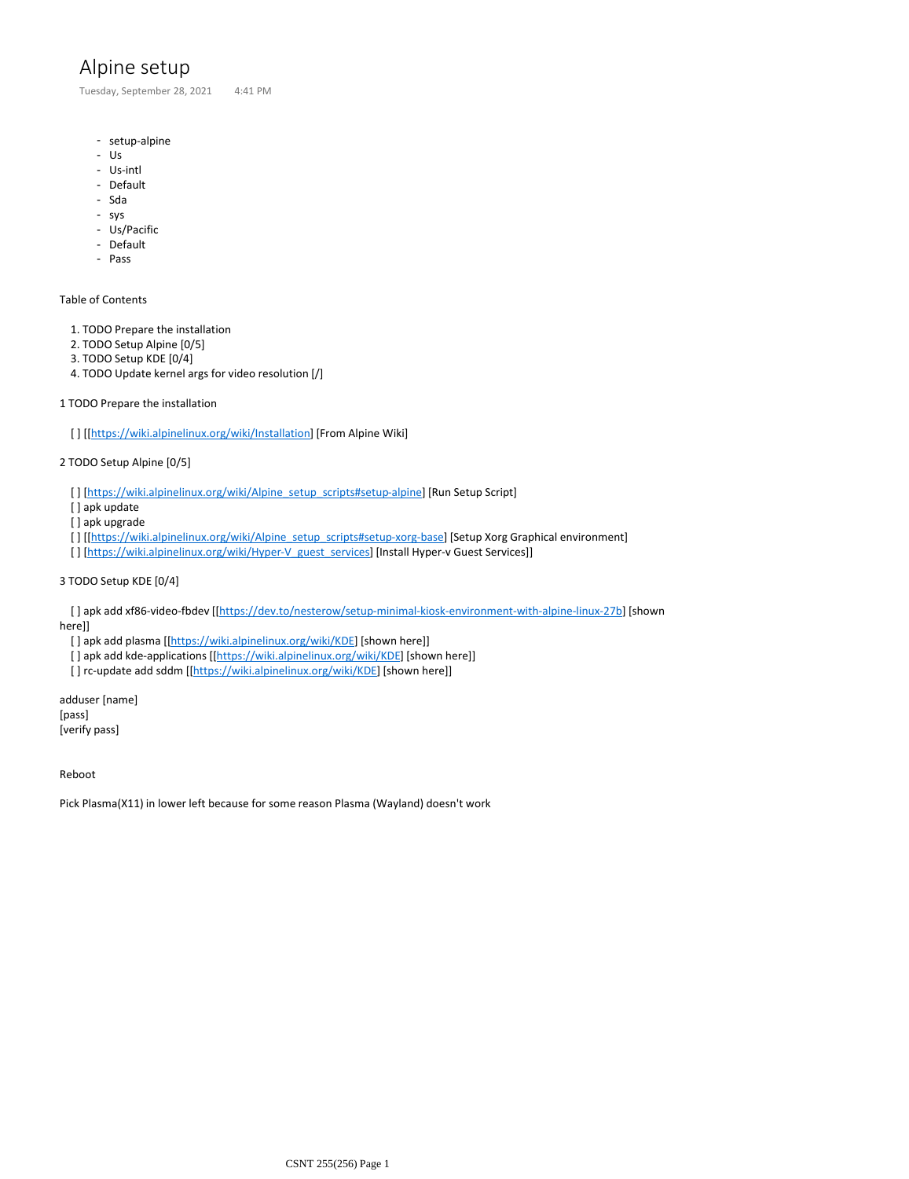# Alpine setup

Tuesday, September 28, 2021 4:41 PM

- setup-alpine
- Us
- Us-intl
- Default
- Sda
- sys
- Us/Pacific
- Default
- Pass

Table of Contents

1. TODO Prepare the installation
2. TODO Setup Alpine [0/5]
3. TODO Setup KDE [0/4]
4. TODO Update kernel args for video resolution [/]

1 TODO Prepare the installation

[ ] [[https://wiki.alpinelinux.org/wiki/Installation] [From Alpine Wiki]

2 TODO Setup Alpine [0/5]

[ ] [https://wiki.alpinelinux.org/wiki/Alpine_setup_scripts#setup-alpine] [Run Setup Script]
[ ] apk update
[ ] apk upgrade
[ ] [[https://wiki.alpinelinux.org/wiki/Alpine_setup_scripts#setup-xorg-base] [Setup Xorg Graphical environment]
[ ] [https://wiki.alpinelinux.org/wiki/Hyper-V_guest_services] [Install Hyper-v Guest Services]]

3 TODO Setup KDE [0/4]

[ ] apk add xf86-video-fbdev [[https://dev.to/nesterow/setup-minimal-kiosk-environment-with-alpine-linux-27b] [shown here]]
[ ] apk add plasma [[https://wiki.alpinelinux.org/wiki/KDE] [shown here]]
[ ] apk add kde-applications [[https://wiki.alpinelinux.org/wiki/KDE] [shown here]]
[ ] rc-update add sddm [[https://wiki.alpinelinux.org/wiki/KDE] [shown here]]

adduser [name]
[pass]
[verify pass]

Reboot

Pick Plasma(X11) in lower left because for some reason Plasma (Wayland) doesn't work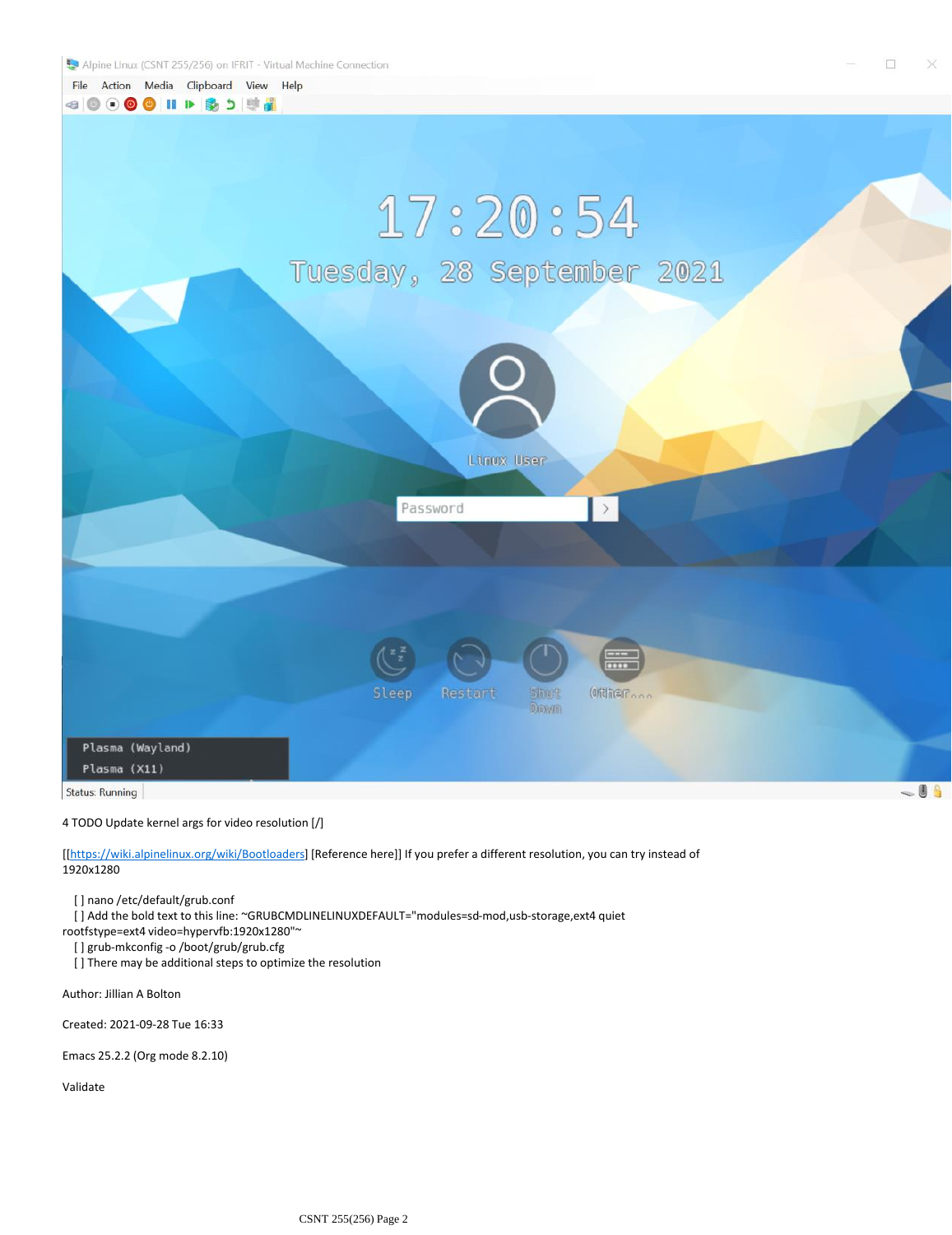4 TODO Update kernel args for video resolution [/]

[[https://wiki.alpinelinux.org/wiki/Bootloaders] [Reference here]] If you prefer a different resolution, you can try instead of 1920x1280

- [ ] nano /etc/default/grub.conf
- [ ] Add the bold text to this line: ~GRUBCMDLINELINUXDEFAULT="modules=sd-mod,usb-storage,ext4 quiet rootfstype=ext4 video=hypervfb:1920x1280"~
- [ ] grub-mkconfig -o /boot/grub/grub.cfg
- [ ] There may be additional steps to optimize the resolution

Author: Jillian A Bolton

Created: 2021-09-28 Tue 16:33

Emacs 25.2.2 (Org mode 8.2.10)

Validate